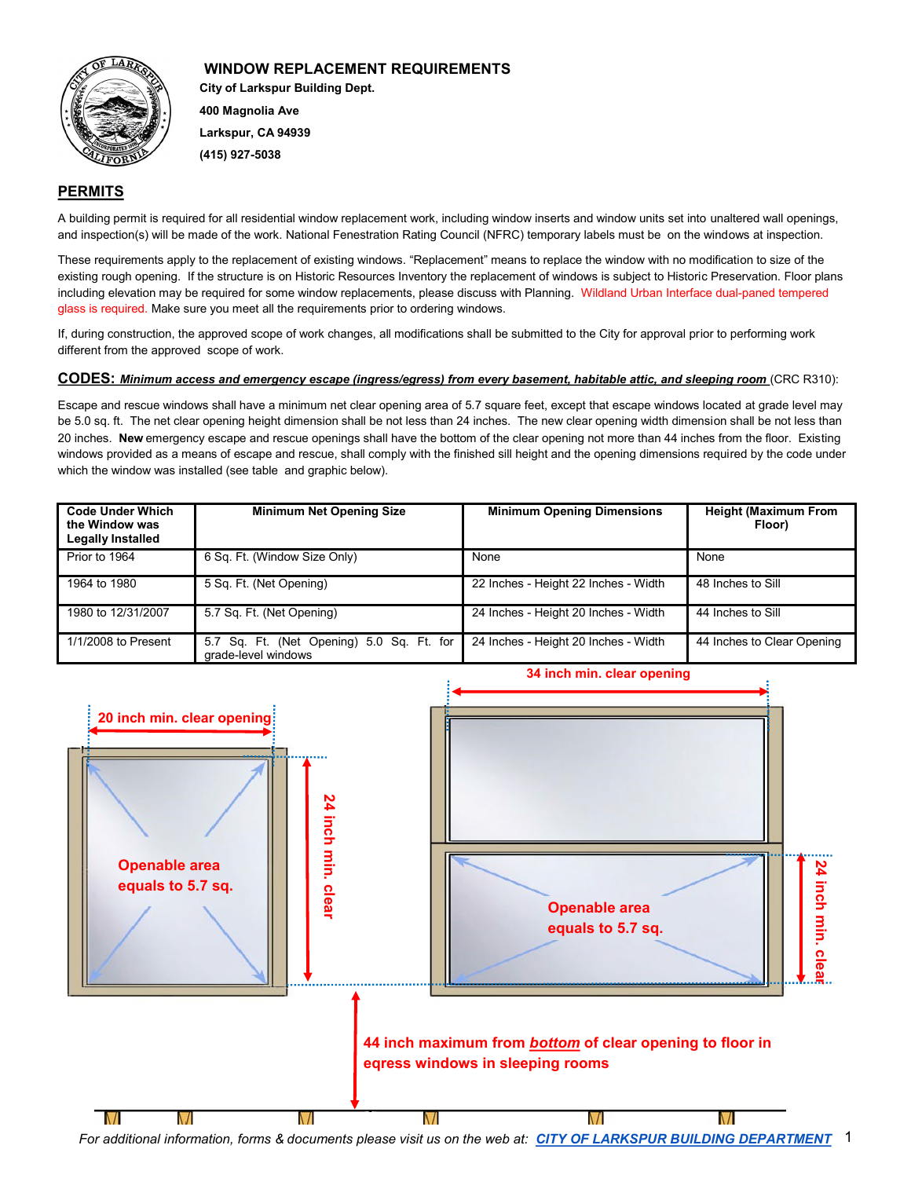# WINDOW REPLACEMENT REQUIREMENTS

**City of Larkspur Building Dept.**

**400 Magnolia Ave**

**Larkspur, CA 94939**

**(415) 927-5038**

## PERMITS

A building permit is required for all residential window replacement work, including window inserts and window units set into unaltered wall openings, and inspection(s) will be made of the work. National Fenestration Rating Council (NFRC) temporary labels must be on the windows at inspection.

These requirements apply to the replacement of existing windows. "Replacement" means to replace the window with no modification to size of the existing rough opening. If the structure is on Historic Resources Inventory the replacement of windows is subject to Historic Preservation. Floor plans including elevation may be required for some window replacements, please discuss with Planning. Wildland Urban Interface dual-paned tempered glass is required. Make sure you meet all the requirements prior to ordering windows.

If, during construction, the approved scope of work changes, all modifications shall be submitted to the City for approval prior to performing work different from the approved scope of work.

## CODES: *Minimum access and emergency escape (ingress/egress) from every basement, habitable attic, and sleeping room* (CRC R310):

Escape and rescue windows shall have a minimum net clear opening area of 5.7 square feet, except that escape windows located at grade level may be 5.0 sq. ft. The net clear opening height dimension shall be not less than 24 inches. The new clear opening width dimension shall be not less than 20 inches. **New** emergency escape and rescue openings shall have the bottom of the clear opening not more than 44 inches from the floor. Existing windows provided as a means of escape and rescue, shall comply with the finished sill height and the opening dimensions required by the code under which the window was installed (see table and graphic below).

| Code Under Which the Window was Legally Installed | Minimum Net Opening Size | Minimum Opening Dimensions | Height (Maximum From Floor) |
|---|---|---|---|
| Prior to 1964 | 6 Sq. Ft. (Window Size Only) | None | None |
| 1964 to 1980 | 5 Sq. Ft. (Net Opening) | 22 Inches - Height 22 Inches - Width | 48 Inches to Sill |
| 1980 to 12/31/2007 | 5.7 Sq. Ft. (Net Opening) | 24 Inches - Height 20 Inches - Width | 44 Inches to Sill |
| 1/1/2008 to Present | 5.7 Sq. Ft. (Net Opening) 5.0 Sq. Ft. for grade-level windows | 24 Inches - Height 20 Inches - Width | 44 Inches to Clear Opening |

20 inch min. clear opening

24 inch min. clear

Openable area equals to 5.7 sq.

34 inch min. clear opening

Openable area equals to 5.7 sq.

24 inch min. clear

44 inch maximum from ***bottom*** of clear opening to floor in eqress windows in sleeping rooms

*For additional information, forms & documents please visit us on the web at: CITY OF LARKSPUR BUILDING DEPARTMENT*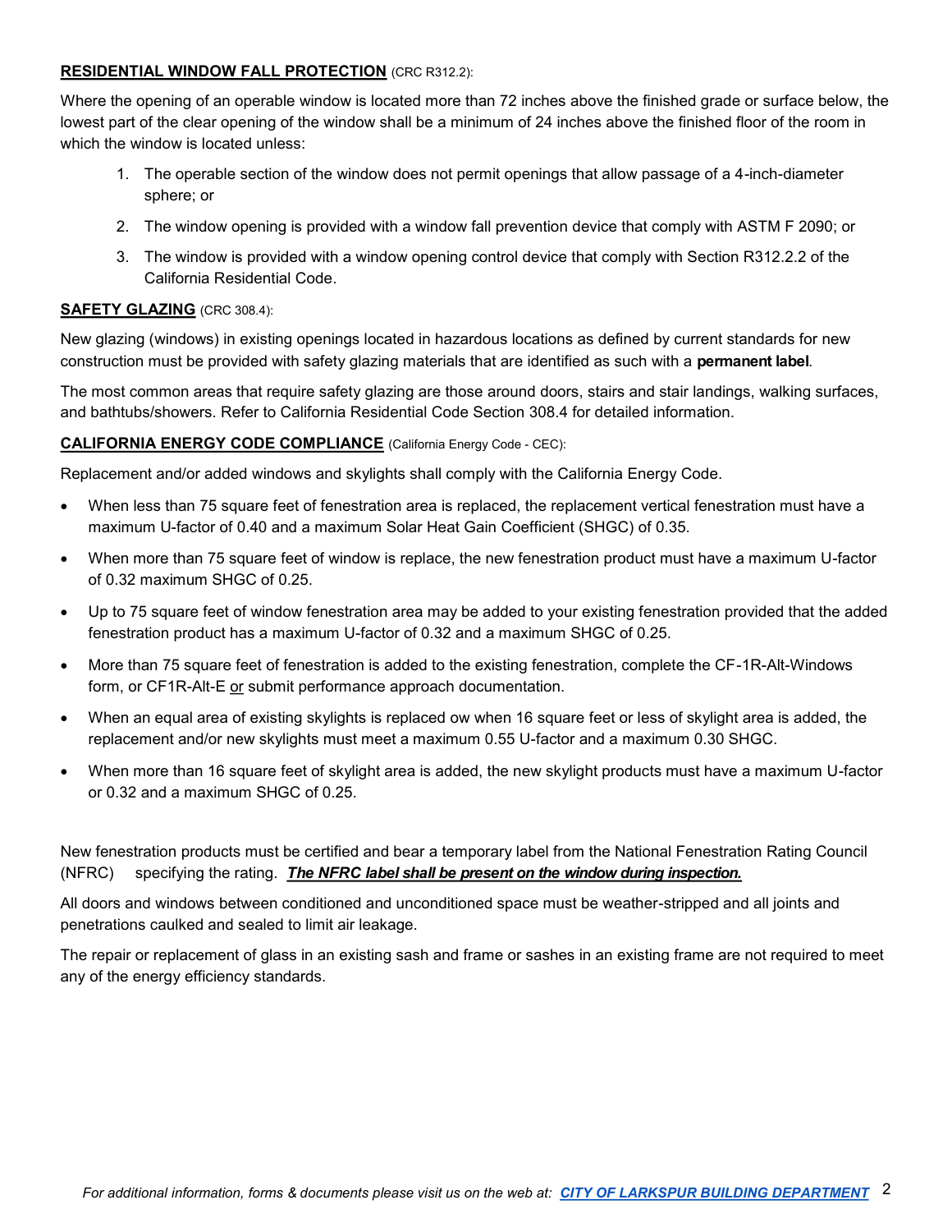**RESIDENTIAL WINDOW FALL PROTECTION** (CRC R312.2):

Where the opening of an operable window is located more than 72 inches above the finished grade or surface below, the lowest part of the clear opening of the window shall be a minimum of 24 inches above the finished floor of the room in which the window is located unless:

1. The operable section of the window does not permit openings that allow passage of a 4-inch-diameter sphere; or
2. The window opening is provided with a window fall prevention device that comply with ASTM F 2090; or
3. The window is provided with a window opening control device that comply with Section R312.2.2 of the California Residential Code.

**SAFETY GLAZING** (CRC 308.4):

New glazing (windows) in existing openings located in hazardous locations as defined by current standards for new construction must be provided with safety glazing materials that are identified as such with a **permanent label**.

The most common areas that require safety glazing are those around doors, stairs and stair landings, walking surfaces, and bathtubs/showers. Refer to California Residential Code Section 308.4 for detailed information.

**CALIFORNIA ENERGY CODE COMPLIANCE** (California Energy Code - CEC):

Replacement and/or added windows and skylights shall comply with the California Energy Code.

- When less than 75 square feet of fenestration area is replaced, the replacement vertical fenestration must have a maximum U-factor of 0.40 and a maximum Solar Heat Gain Coefficient (SHGC) of 0.35.
- When more than 75 square feet of window is replace, the new fenestration product must have a maximum U-factor of 0.32 maximum SHGC of 0.25.
- Up to 75 square feet of window fenestration area may be added to your existing fenestration provided that the added fenestration product has a maximum U-factor of 0.32 and a maximum SHGC of 0.25.
- More than 75 square feet of fenestration is added to the existing fenestration, complete the CF-1R-Alt-Windows form, or CF1R-Alt-E or submit performance approach documentation.
- When an equal area of existing skylights is replaced ow when 16 square feet or less of skylight area is added, the replacement and/or new skylights must meet a maximum 0.55 U-factor and a maximum 0.30 SHGC.
- When more than 16 square feet of skylight area is added, the new skylight products must have a maximum U-factor or 0.32 and a maximum SHGC of 0.25.

New fenestration products must be certified and bear a temporary label from the National Fenestration Rating Council (NFRC) specifying the rating. ***The NFRC label shall be present on the window during inspection.***

All doors and windows between conditioned and unconditioned space must be weather-stripped and all joints and penetrations caulked and sealed to limit air leakage.

The repair or replacement of glass in an existing sash and frame or sashes in an existing frame are not required to meet any of the energy efficiency standards.

*For additional information, forms & documents please visit us on the web at: **CITY OF LARKSPUR BUILDING DEPARTMENT***